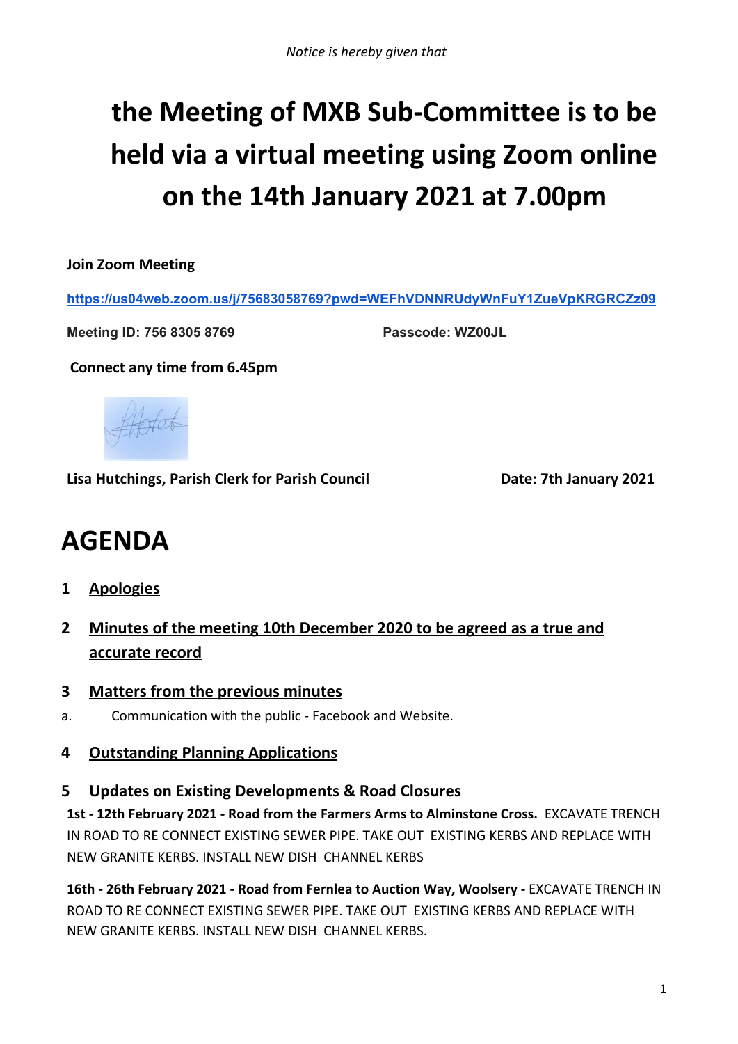*Notice is hereby given that*

# the Meeting of MXB Sub-Committee is to be held via a virtual meeting using Zoom online on the 14th January 2021 at 7.00pm

**Join Zoom Meeting**

https://us04web.zoom.us/j/75683058769?pwd=WEFhVDNNRUdyWnFuY1ZueVpKRGRCZz09

**Meeting ID: 756 8305 8769** **Passcode: WZ00JL**

**Connect any time from 6.45pm**

**Lisa Hutchings, Parish Clerk for Parish Council** **Date: 7th January 2021**

# AGENDA

## 1 Apologies

## 2 Minutes of the meeting 10th December 2020 to be agreed as a true and accurate record

## 3 Matters from the previous minutes

a. Communication with the public - Facebook and Website.

## 4 Outstanding Planning Applications

## 5 Updates on Existing Developments & Road Closures

**1st - 12th February 2021 - Road from the Farmers Arms to Alminstone Cross.** EXCAVATE TRENCH IN ROAD TO RE CONNECT EXISTING SEWER PIPE. TAKE OUT EXISTING KERBS AND REPLACE WITH NEW GRANITE KERBS. INSTALL NEW DISH CHANNEL KERBS

**16th - 26th February 2021 - Road from Fernlea to Auction Way, Woolsery -** EXCAVATE TRENCH IN ROAD TO RE CONNECT EXISTING SEWER PIPE. TAKE OUT EXISTING KERBS AND REPLACE WITH NEW GRANITE KERBS. INSTALL NEW DISH CHANNEL KERBS.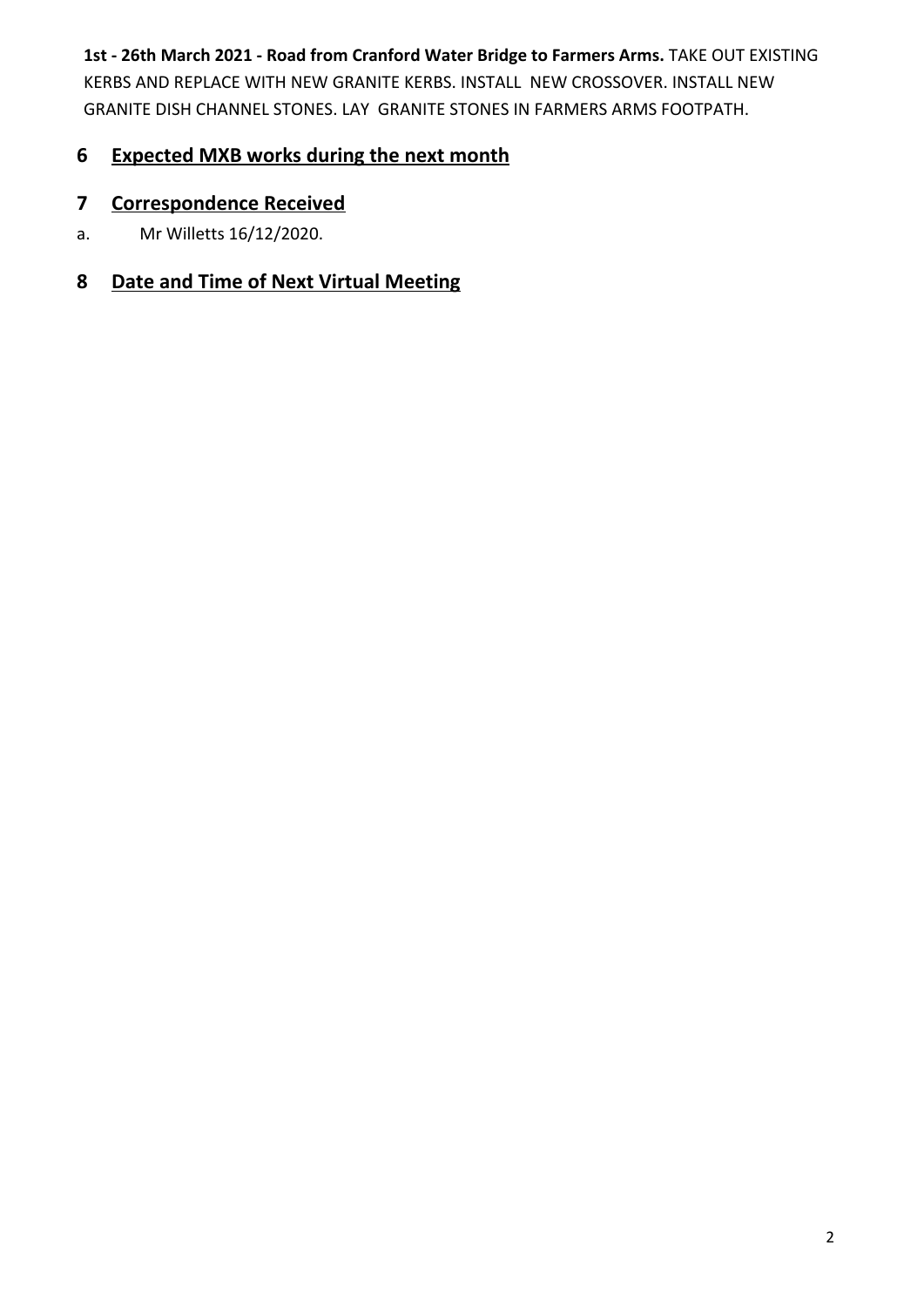**1st - 26th March 2021 - Road from Cranford Water Bridge to Farmers Arms.** TAKE OUT EXISTING KERBS AND REPLACE WITH NEW GRANITE KERBS. INSTALL NEW CROSSOVER. INSTALL NEW GRANITE DISH CHANNEL STONES. LAY GRANITE STONES IN FARMERS ARMS FOOTPATH.

## 6 Expected MXB works during the next month

## 7 Correspondence Received

a. Mr Willetts 16/12/2020.

## 8 Date and Time of Next Virtual Meeting